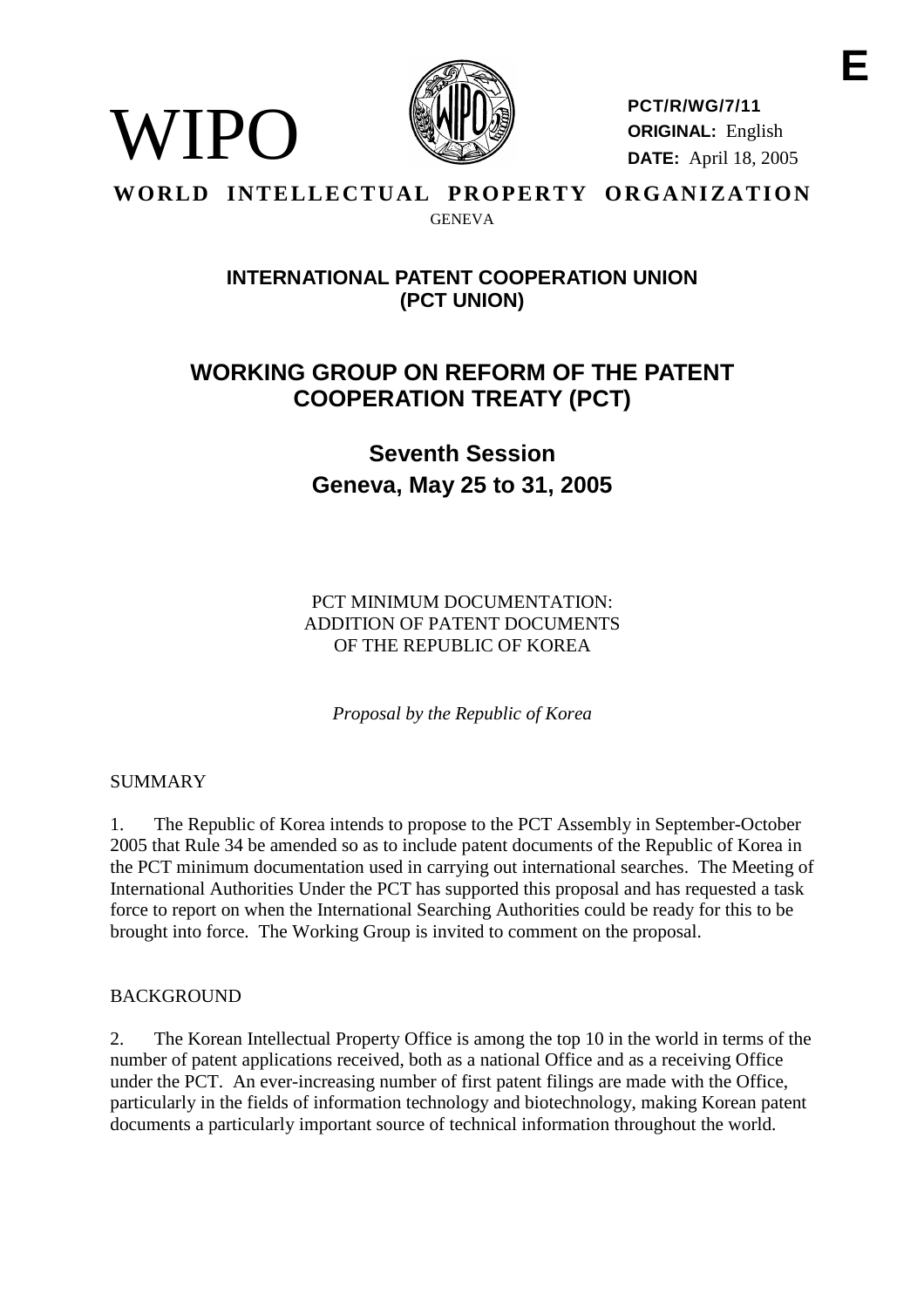WIPO

**PCT/R/WG/7/11**
**ORIGINAL:** English
**DATE:** April 18, 2005

E

**WORLD INTELLECTUAL PROPERTY ORGANIZATION**
GENEVA

## INTERNATIONAL PATENT COOPERATION UNION (PCT UNION)

# WORKING GROUP ON REFORM OF THE PATENT COOPERATION TREATY (PCT)

## Seventh Session
## Geneva, May 25 to 31, 2005

PCT MINIMUM DOCUMENTATION:
ADDITION OF PATENT DOCUMENTS
OF THE REPUBLIC OF KOREA

*Proposal by the Republic of Korea*

SUMMARY

1. The Republic of Korea intends to propose to the PCT Assembly in September-October 2005 that Rule 34 be amended so as to include patent documents of the Republic of Korea in the PCT minimum documentation used in carrying out international searches. The Meeting of International Authorities Under the PCT has supported this proposal and has requested a task force to report on when the International Searching Authorities could be ready for this to be brought into force. The Working Group is invited to comment on the proposal.

BACKGROUND

2. The Korean Intellectual Property Office is among the top 10 in the world in terms of the number of patent applications received, both as a national Office and as a receiving Office under the PCT. An ever-increasing number of first patent filings are made with the Office, particularly in the fields of information technology and biotechnology, making Korean patent documents a particularly important source of technical information throughout the world.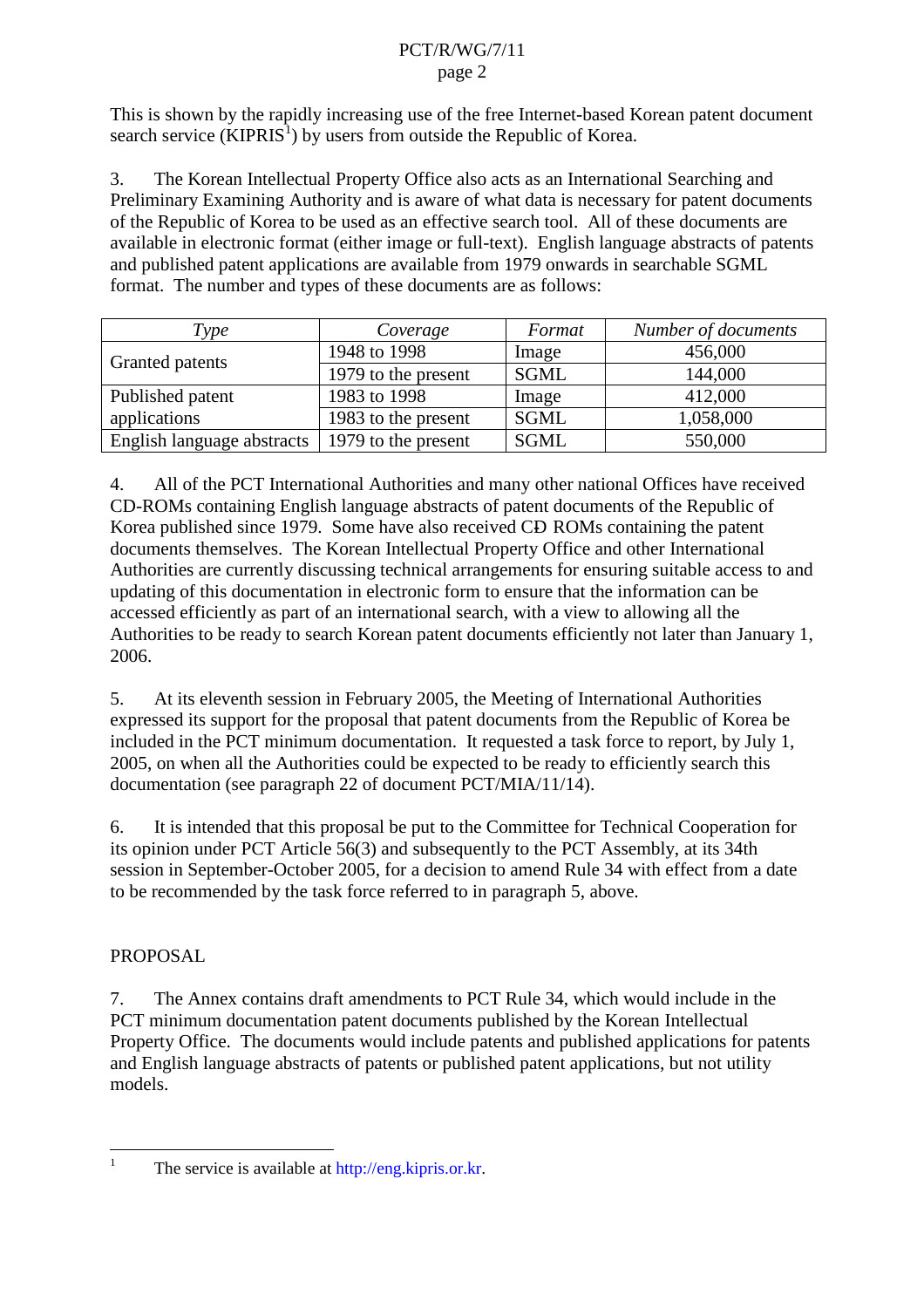This is shown by the rapidly increasing use of the free Internet-based Korean patent document search service (KIPRIS[1]) by users from outside the Republic of Korea.

3. The Korean Intellectual Property Office also acts as an International Searching and Preliminary Examining Authority and is aware of what data is necessary for patent documents of the Republic of Korea to be used as an effective search tool. All of these documents are available in electronic format (either image or full-text). English language abstracts of patents and published patent applications are available from 1979 onwards in searchable SGML format. The number and types of these documents are as follows:

| *Type* | *Coverage* | *Format* | *Number of documents* |
|---|---|---|---|
| Granted patents | 1948 to 1998 | Image | 456,000 |
| | 1979 to the present | SGML | 144,000 |
| Published patent applications | 1983 to 1998 | Image | 412,000 |
| | 1983 to the present | SGML | 1,058,000 |
| English language abstracts | 1979 to the present | SGML | 550,000 |

4. All of the PCT International Authorities and many other national Offices have received CD-ROMs containing English language abstracts of patent documents of the Republic of Korea published since 1979. Some have also received CD ROMs containing the patent documents themselves. The Korean Intellectual Property Office and other International Authorities are currently discussing technical arrangements for ensuring suitable access to and updating of this documentation in electronic form to ensure that the information can be accessed efficiently as part of an international search, with a view to allowing all the Authorities to be ready to search Korean patent documents efficiently not later than January 1, 2006.

5. At its eleventh session in February 2005, the Meeting of International Authorities expressed its support for the proposal that patent documents from the Republic of Korea be included in the PCT minimum documentation. It requested a task force to report, by July 1, 2005, on when all the Authorities could be expected to be ready to efficiently search this documentation (see paragraph 22 of document PCT/MIA/11/14).

6. It is intended that this proposal be put to the Committee for Technical Cooperation for its opinion under PCT Article 56(3) and subsequently to the PCT Assembly, at its 34th session in September-October 2005, for a decision to amend Rule 34 with effect from a date to be recommended by the task force referred to in paragraph 5, above.

PROPOSAL

7. The Annex contains draft amendments to PCT Rule 34, which would include in the PCT minimum documentation patent documents published by the Korean Intellectual Property Office. The documents would include patents and published applications for patents and English language abstracts of patents or published patent applications, but not utility models.

---

[1] The service is available at http://eng.kipris.or.kr.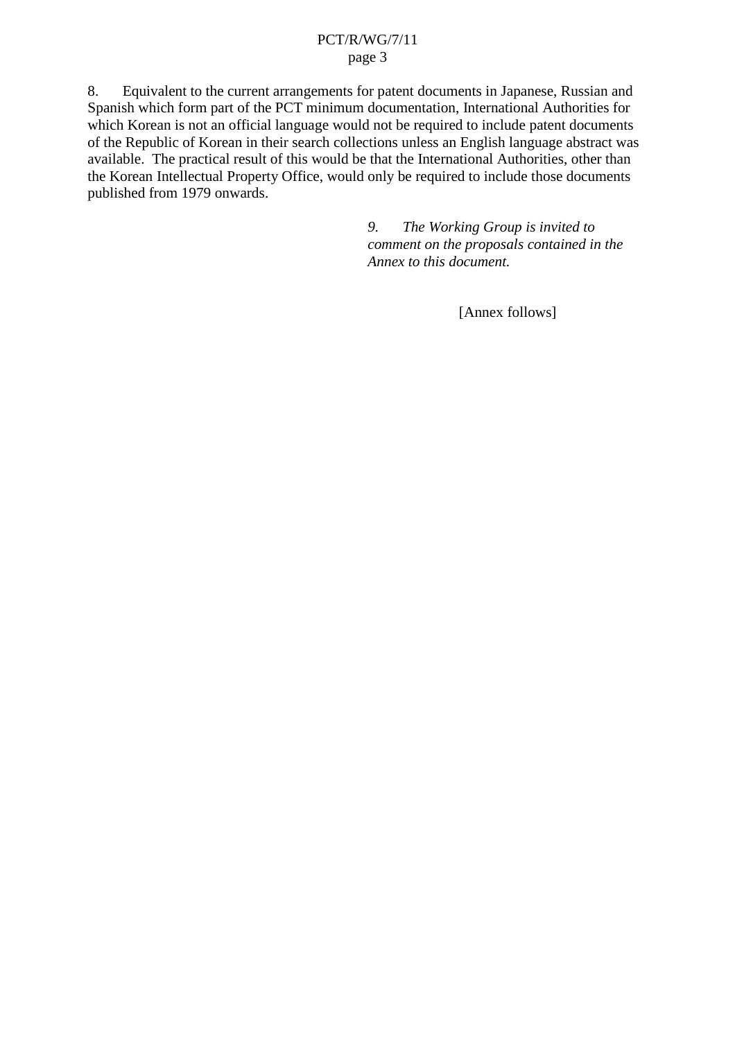8. Equivalent to the current arrangements for patent documents in Japanese, Russian and Spanish which form part of the PCT minimum documentation, International Authorities for which Korean is not an official language would not be required to include patent documents of the Republic of Korean in their search collections unless an English language abstract was available. The practical result of this would be that the International Authorities, other than the Korean Intellectual Property Office, would only be required to include those documents published from 1979 onwards.

*9. The Working Group is invited to comment on the proposals contained in the Annex to this document.*

[Annex follows]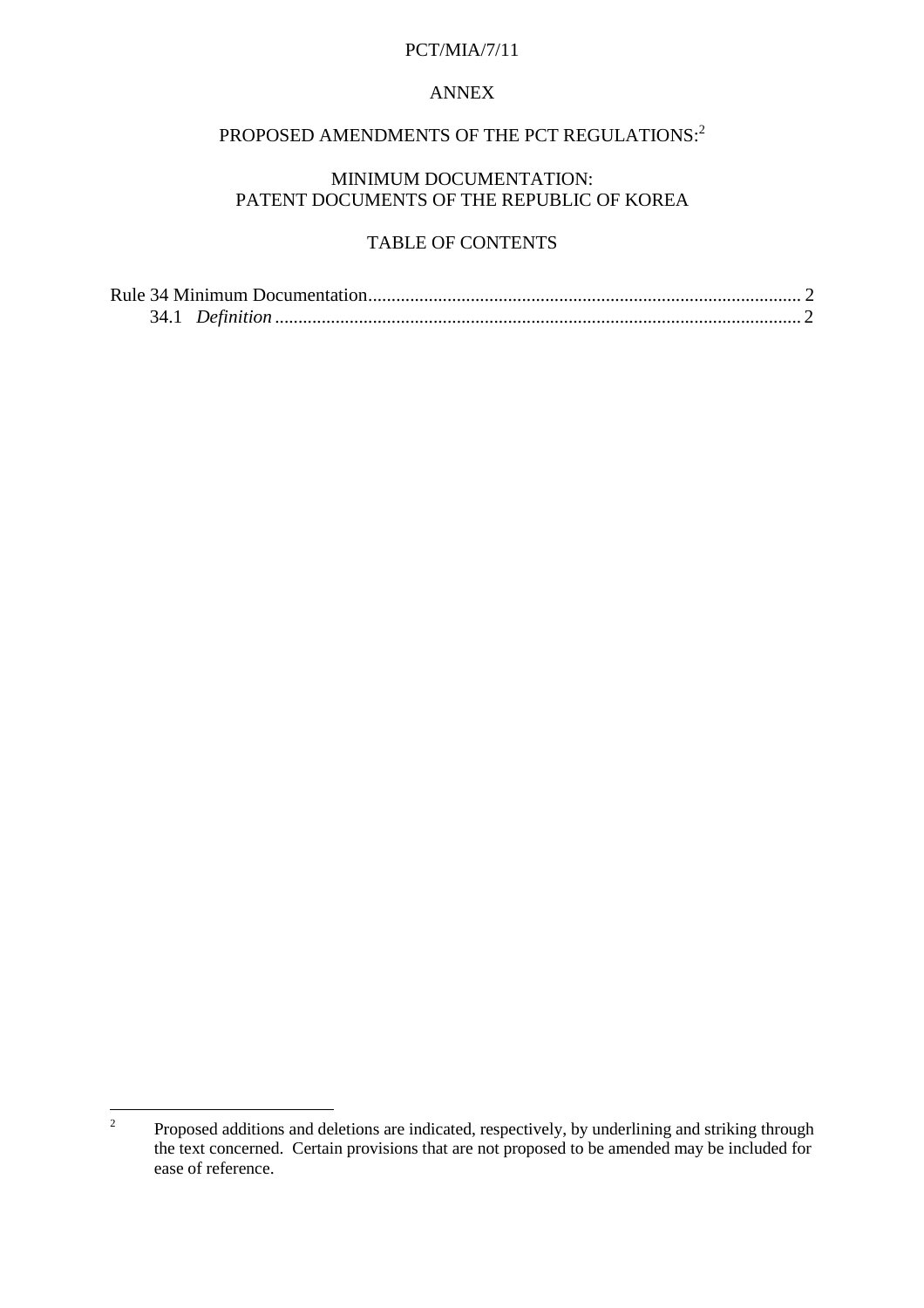ANNEX

# PROPOSED AMENDMENTS OF THE PCT REGULATIONS:[2]

## MINIMUM DOCUMENTATION:
## PATENT DOCUMENTS OF THE REPUBLIC OF KOREA

### TABLE OF CONTENTS

Rule 34 Minimum Documentation .......... 2
    34.1 *Definition* .......... 2

---

[2] Proposed additions and deletions are indicated, respectively, by underlining and striking through the text concerned. Certain provisions that are not proposed to be amended may be included for ease of reference.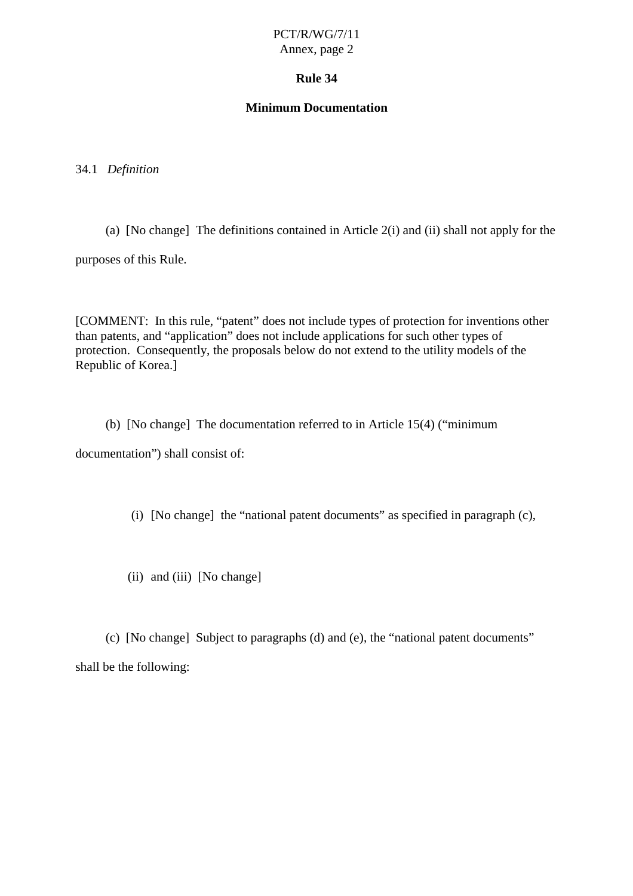## Rule 34

## Minimum Documentation

34.1 *Definition*

(a) [No change] The definitions contained in Article 2(i) and (ii) shall not apply for the purposes of this Rule.

[COMMENT: In this rule, "patent" does not include types of protection for inventions other than patents, and "application" does not include applications for such other types of protection. Consequently, the proposals below do not extend to the utility models of the Republic of Korea.]

(b) [No change] The documentation referred to in Article 15(4) ("minimum documentation") shall consist of:

(i) [No change] the "national patent documents" as specified in paragraph (c),

(ii) and (iii) [No change]

(c) [No change] Subject to paragraphs (d) and (e), the "national patent documents" shall be the following: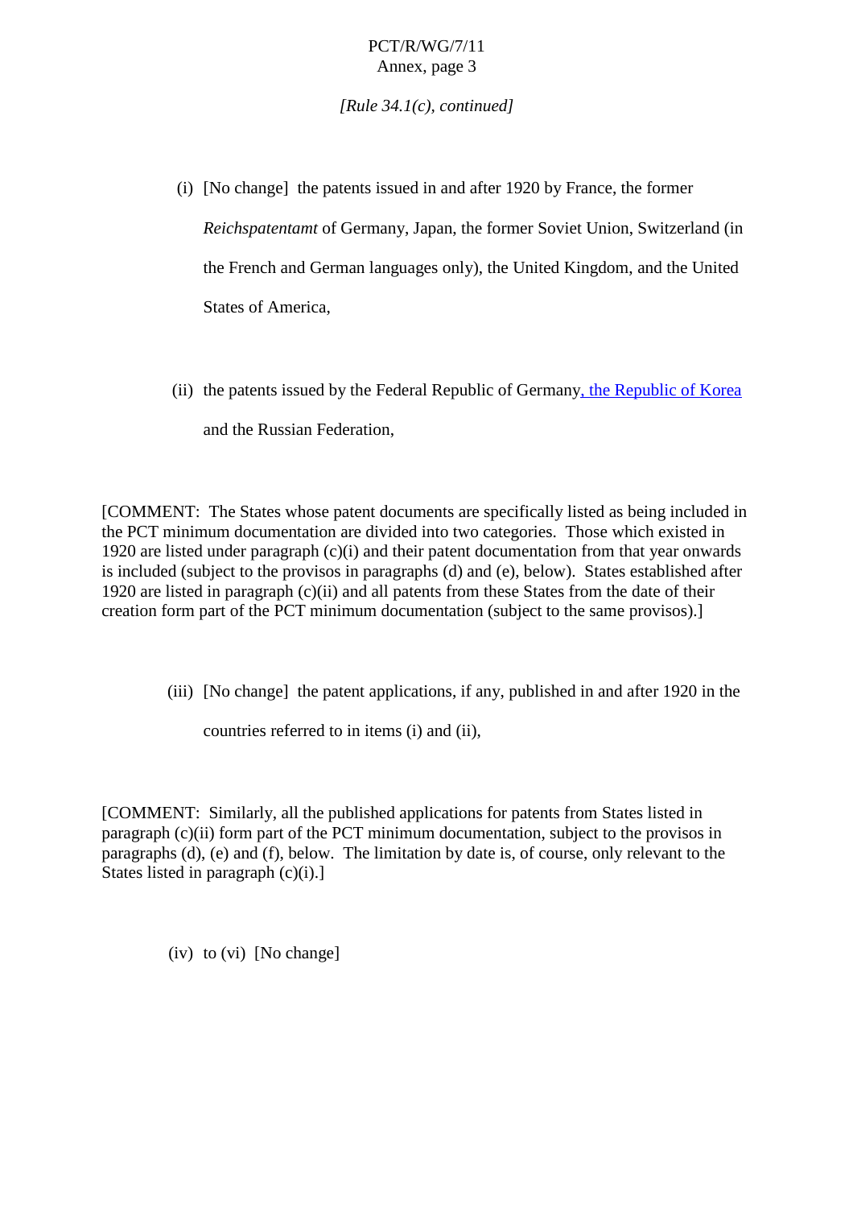*[Rule 34.1(c), continued]*

(i) [No change] the patents issued in and after 1920 by France, the former *Reichspatentamt* of Germany, Japan, the former Soviet Union, Switzerland (in the French and German languages only), the United Kingdom, and the United States of America,

(ii) the patents issued by the Federal Republic of Germany, the Republic of Korea and the Russian Federation,

[COMMENT: The States whose patent documents are specifically listed as being included in the PCT minimum documentation are divided into two categories. Those which existed in 1920 are listed under paragraph (c)(i) and their patent documentation from that year onwards is included (subject to the provisos in paragraphs (d) and (e), below). States established after 1920 are listed in paragraph (c)(ii) and all patents from these States from the date of their creation form part of the PCT minimum documentation (subject to the same provisos).]

(iii) [No change] the patent applications, if any, published in and after 1920 in the countries referred to in items (i) and (ii),

[COMMENT: Similarly, all the published applications for patents from States listed in paragraph (c)(ii) form part of the PCT minimum documentation, subject to the provisos in paragraphs (d), (e) and (f), below. The limitation by date is, of course, only relevant to the States listed in paragraph (c)(i).]

(iv) to (vi) [No change]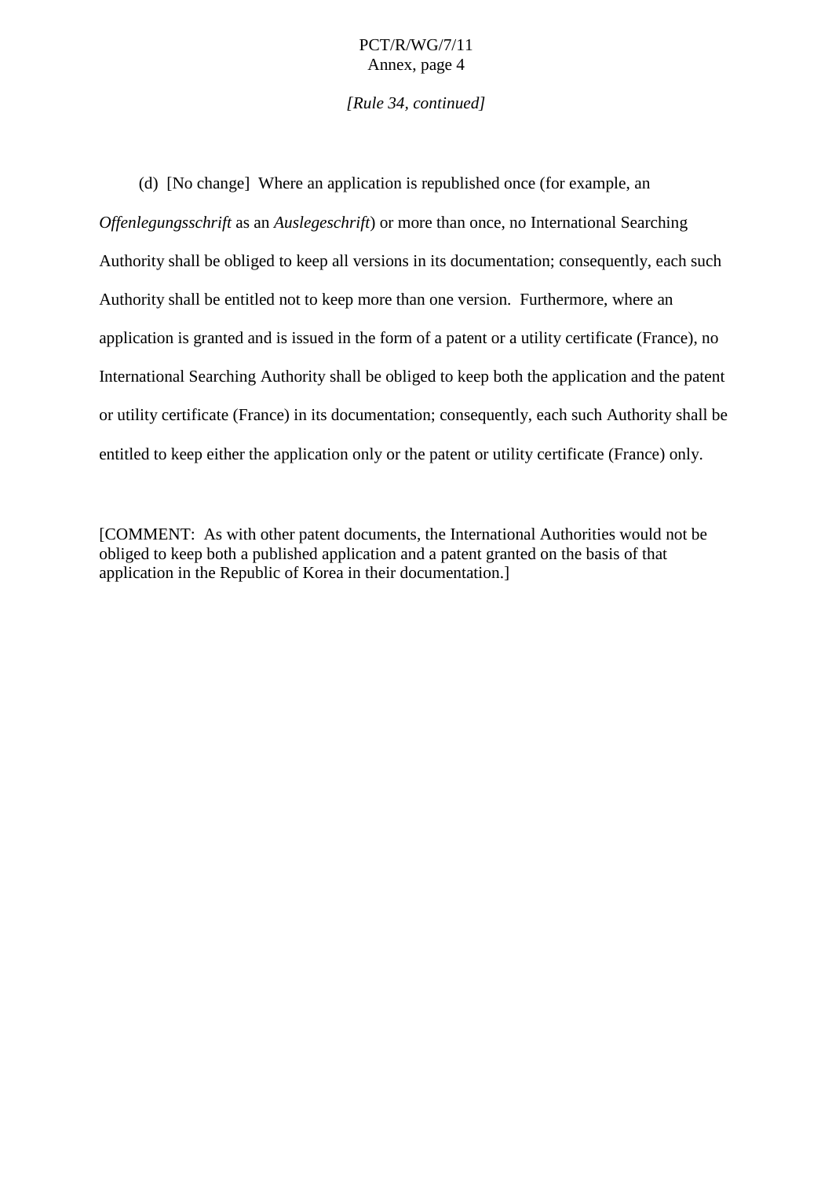*[Rule 34, continued]*

(d) [No change] Where an application is republished once (for example, an *Offenlegungsschrift* as an *Auslegeschrift*) or more than once, no International Searching Authority shall be obliged to keep all versions in its documentation; consequently, each such Authority shall be entitled not to keep more than one version. Furthermore, where an application is granted and is issued in the form of a patent or a utility certificate (France), no International Searching Authority shall be obliged to keep both the application and the patent or utility certificate (France) in its documentation; consequently, each such Authority shall be entitled to keep either the application only or the patent or utility certificate (France) only.

[COMMENT: As with other patent documents, the International Authorities would not be obliged to keep both a published application and a patent granted on the basis of that application in the Republic of Korea in their documentation.]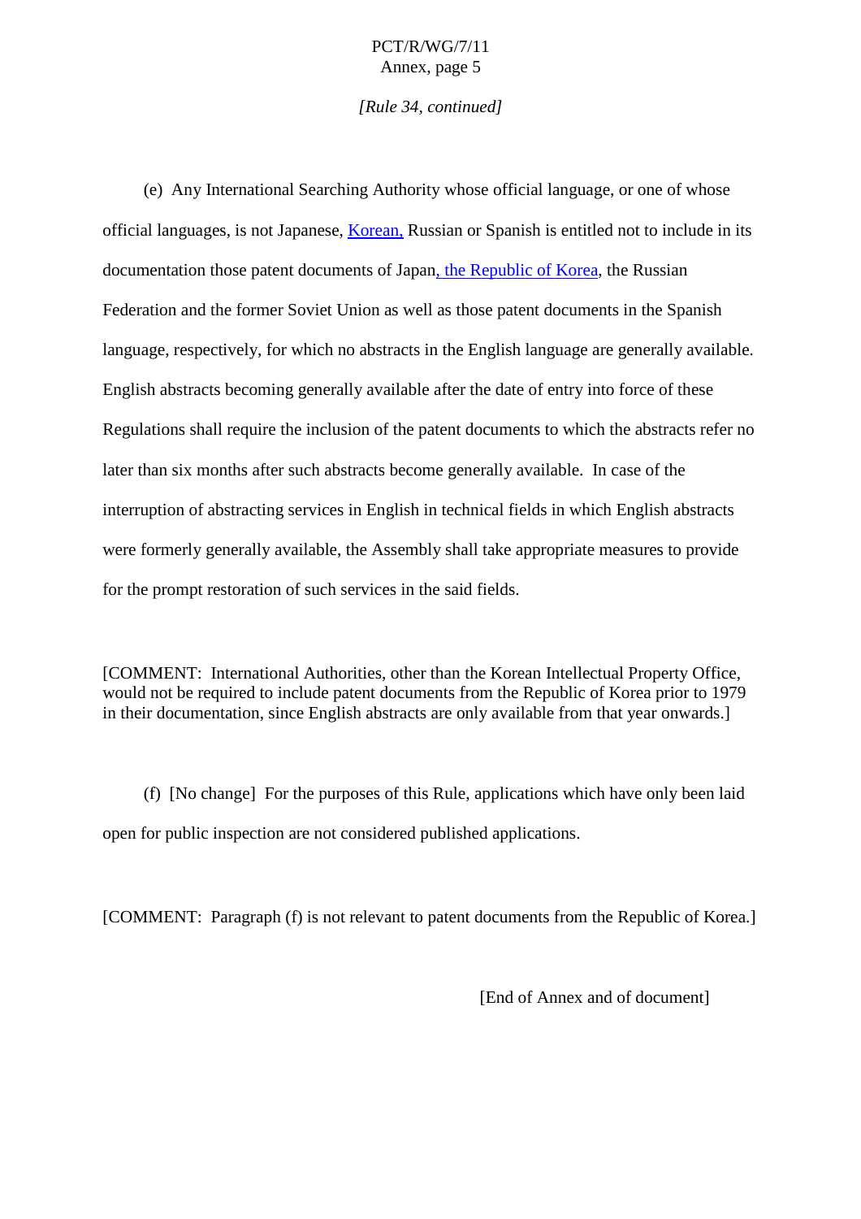*[Rule 34, continued]*

(e) Any International Searching Authority whose official language, or one of whose official languages, is not Japanese, Korean, Russian or Spanish is entitled not to include in its documentation those patent documents of Japan, the Republic of Korea, the Russian Federation and the former Soviet Union as well as those patent documents in the Spanish language, respectively, for which no abstracts in the English language are generally available. English abstracts becoming generally available after the date of entry into force of these Regulations shall require the inclusion of the patent documents to which the abstracts refer no later than six months after such abstracts become generally available. In case of the interruption of abstracting services in English in technical fields in which English abstracts were formerly generally available, the Assembly shall take appropriate measures to provide for the prompt restoration of such services in the said fields.

[COMMENT: International Authorities, other than the Korean Intellectual Property Office, would not be required to include patent documents from the Republic of Korea prior to 1979 in their documentation, since English abstracts are only available from that year onwards.]

(f) [No change] For the purposes of this Rule, applications which have only been laid open for public inspection are not considered published applications.

[COMMENT: Paragraph (f) is not relevant to patent documents from the Republic of Korea.]

[End of Annex and of document]